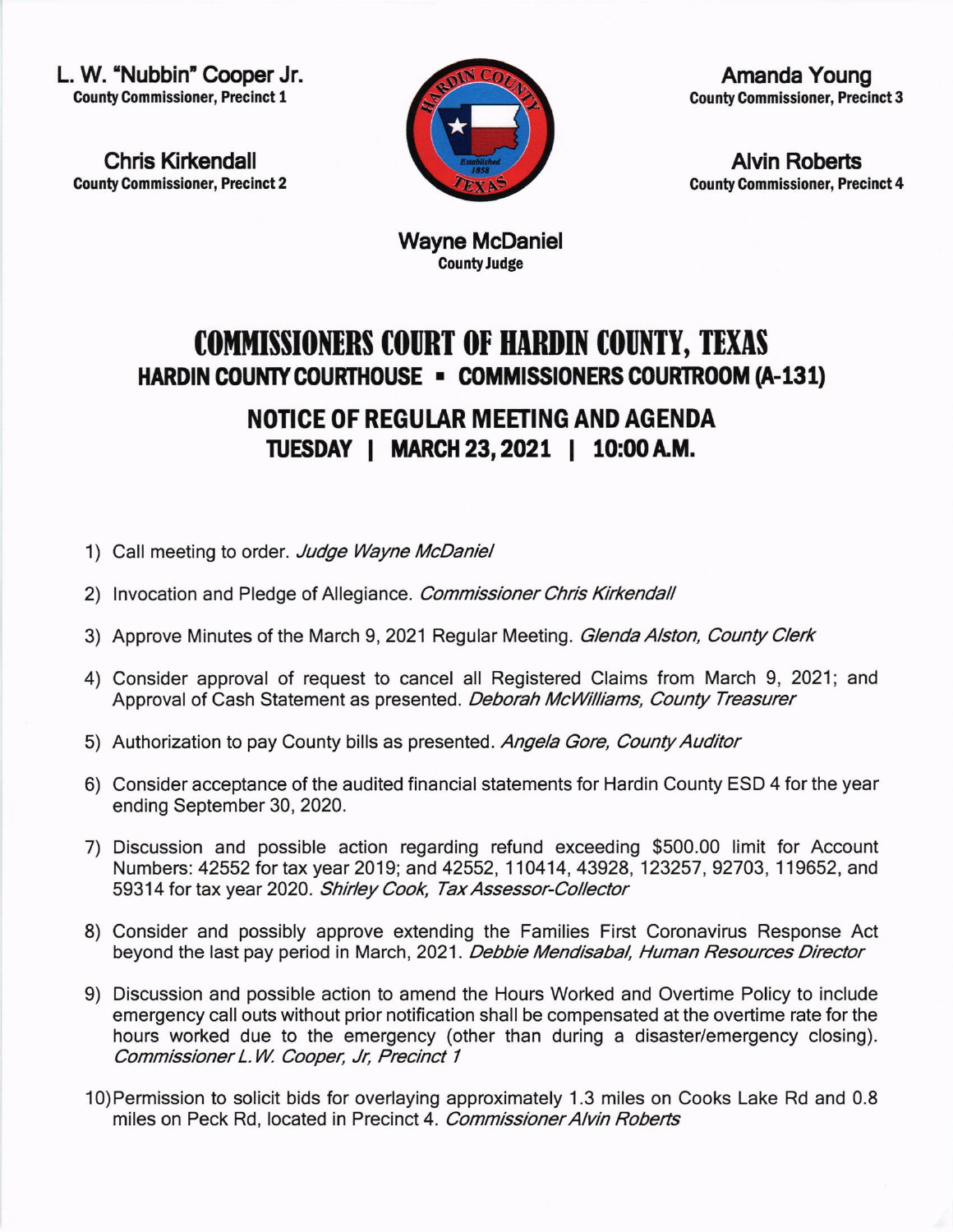**L. W. "Nubbin" Cooper Jr.**
County Commissioner, Precinct 1

**Chris Kirkendall**
County Commissioner, Precinct 2

**Amanda Young**
County Commissioner, Precinct 3

**Alvin Roberts**
County Commissioner, Precinct 4

**Wayne McDaniel**
County Judge

# COMMISSIONERS COURT OF HARDIN COUNTY, TEXAS

## HARDIN COUNTY COURTHOUSE ▪ COMMISSIONERS COURTROOM (A-131)

## NOTICE OF REGULAR MEETING AND AGENDA

## TUESDAY | MARCH 23, 2021 | 10:00 A.M.

1) Call meeting to order. *Judge Wayne McDaniel*

2) Invocation and Pledge of Allegiance. *Commissioner Chris Kirkendall*

3) Approve Minutes of the March 9, 2021 Regular Meeting. *Glenda Alston, County Clerk*

4) Consider approval of request to cancel all Registered Claims from March 9, 2021; and Approval of Cash Statement as presented. *Deborah McWilliams, County Treasurer*

5) Authorization to pay County bills as presented. *Angela Gore, County Auditor*

6) Consider acceptance of the audited financial statements for Hardin County ESD 4 for the year ending September 30, 2020.

7) Discussion and possible action regarding refund exceeding $500.00 limit for Account Numbers: 42552 for tax year 2019; and 42552, 110414, 43928, 123257, 92703, 119652, and 59314 for tax year 2020. *Shirley Cook, Tax Assessor-Collector*

8) Consider and possibly approve extending the Families First Coronavirus Response Act beyond the last pay period in March, 2021. *Debbie Mendisabal, Human Resources Director*

9) Discussion and possible action to amend the Hours Worked and Overtime Policy to include emergency call outs without prior notification shall be compensated at the overtime rate for the hours worked due to the emergency (other than during a disaster/emergency closing). *Commissioner L.W. Cooper, Jr, Precinct 1*

10) Permission to solicit bids for overlaying approximately 1.3 miles on Cooks Lake Rd and 0.8 miles on Peck Rd, located in Precinct 4. *Commissioner Alvin Roberts*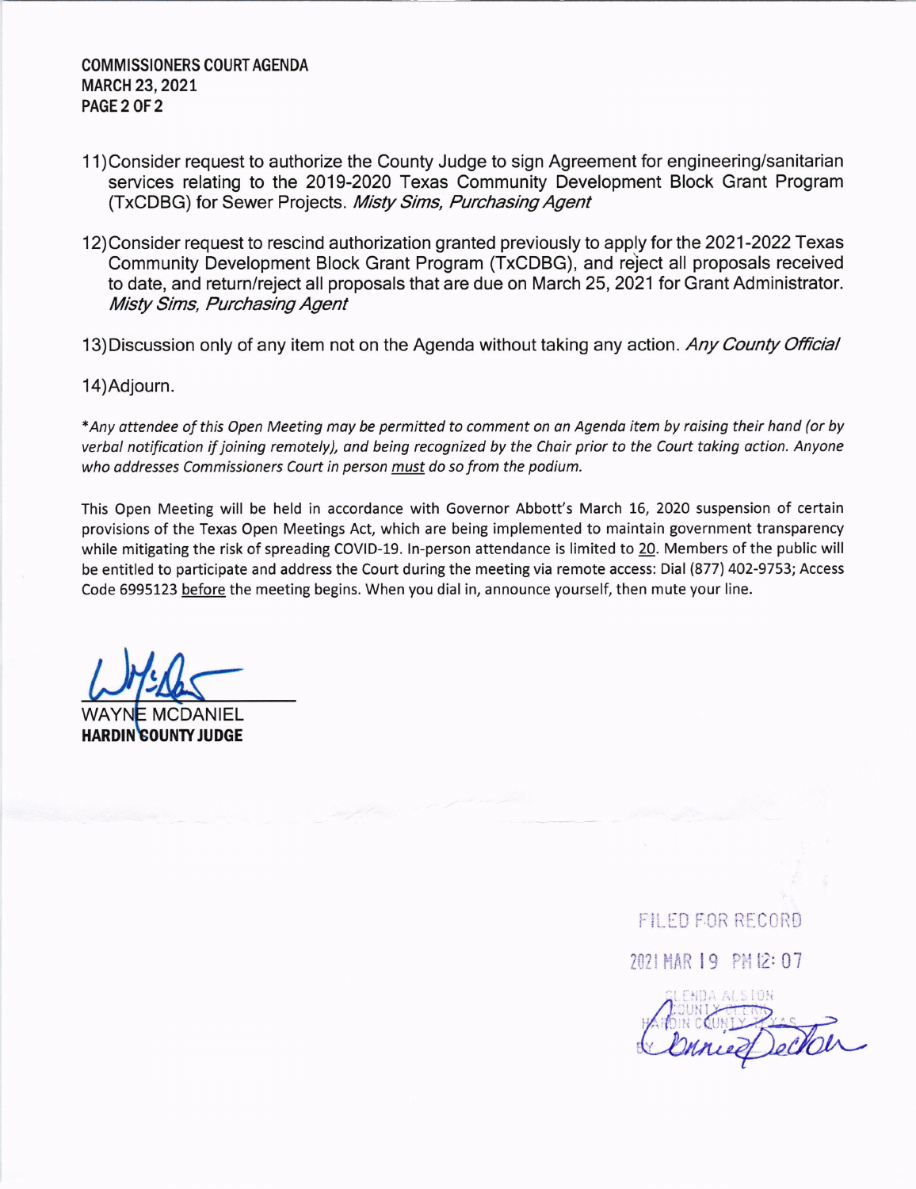11) Consider request to authorize the County Judge to sign Agreement for engineering/sanitarian services relating to the 2019-2020 Texas Community Development Block Grant Program (TxCDBG) for Sewer Projects. *Misty Sims, Purchasing Agent*

12) Consider request to rescind authorization granted previously to apply for the 2021-2022 Texas Community Development Block Grant Program (TxCDBG), and reject all proposals received to date, and return/reject all proposals that are due on March 25, 2021 for Grant Administrator. *Misty Sims, Purchasing Agent*

13) Discussion only of any item not on the Agenda without taking any action. *Any County Official*

14) Adjourn.

**Any attendee of this Open Meeting may be permitted to comment on an Agenda item by raising their hand (or by verbal notification if joining remotely), and being recognized by the Chair prior to the Court taking action. Anyone who addresses Commissioners Court in person must do so from the podium.*

This Open Meeting will be held in accordance with Governor Abbott's March 16, 2020 suspension of certain provisions of the Texas Open Meetings Act, which are being implemented to maintain government transparency while mitigating the risk of spreading COVID-19. In-person attendance is limited to 20. Members of the public will be entitled to participate and address the Court during the meeting via remote access: Dial (877) 402-9753; Access Code 6995123 before the meeting begins. When you dial in, announce yourself, then mute your line.

WAYNE MCDANIEL
**HARDIN COUNTY JUDGE**

FILED FOR RECORD
2021 MAR 19 PM 12:07
GLENDA ALSTON
COUNTY CLERK
HARDIN COUNTY TEXAS
BY Connie Decker